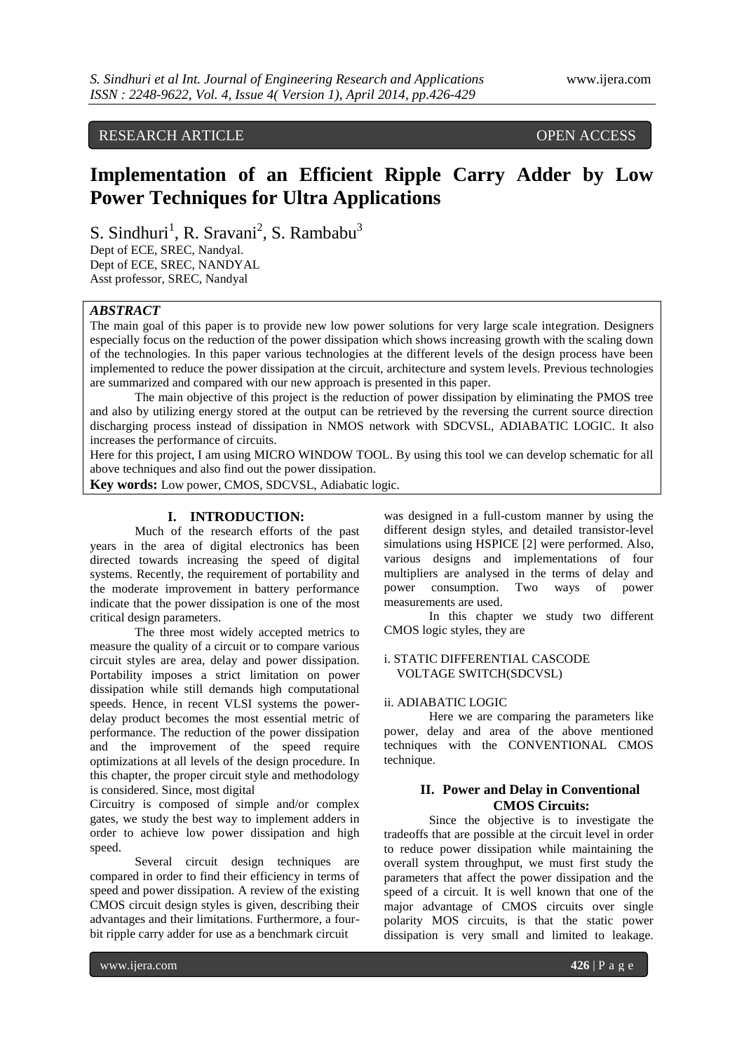RESEARCH ARTICLE OPEN ACCESS

# Implementation of an Efficient Ripple Carry Adder by Low Power Techniques for Ultra Applications

S. Sindhuri[1], R. Sravani[2], S. Rambabu[3]

Dept of ECE, SREC, Nandyal.
Dept of ECE, SREC, NANDYAL
Asst professor, SREC, Nandyal

***ABSTRACT***

The main goal of this paper is to provide new low power solutions for very large scale integration. Designers especially focus on the reduction of the power dissipation which shows increasing growth with the scaling down of the technologies. In this paper various technologies at the different levels of the design process have been implemented to reduce the power dissipation at the circuit, architecture and system levels. Previous technologies are summarized and compared with our new approach is presented in this paper.

The main objective of this project is the reduction of power dissipation by eliminating the PMOS tree and also by utilizing energy stored at the output can be retrieved by the reversing the current source direction discharging process instead of dissipation in NMOS network with SDCVSL, ADIABATIC LOGIC. It also increases the performance of circuits.

Here for this project, I am using MICRO WINDOW TOOL. By using this tool we can develop schematic for all above techniques and also find out the power dissipation.

**Key words:** Low power, CMOS, SDCVSL, Adiabatic logic.

## I. INTRODUCTION:

Much of the research efforts of the past years in the area of digital electronics has been directed towards increasing the speed of digital systems. Recently, the requirement of portability and the moderate improvement in battery performance indicate that the power dissipation is one of the most critical design parameters.

The three most widely accepted metrics to measure the quality of a circuit or to compare various circuit styles are area, delay and power dissipation. Portability imposes a strict limitation on power dissipation while still demands high computational speeds. Hence, in recent VLSI systems the power-delay product becomes the most essential metric of performance. The reduction of the power dissipation and the improvement of the speed require optimizations at all levels of the design procedure. In this chapter, the proper circuit style and methodology is considered. Since, most digital

Circuitry is composed of simple and/or complex gates, we study the best way to implement adders in order to achieve low power dissipation and high speed.

Several circuit design techniques are compared in order to find their efficiency in terms of speed and power dissipation. A review of the existing CMOS circuit design styles is given, describing their advantages and their limitations. Furthermore, a four-bit ripple carry adder for use as a benchmark circuit was designed in a full-custom manner by using the different design styles, and detailed transistor-level simulations using HSPICE [2] were performed. Also, various designs and implementations of four multipliers are analysed in the terms of delay and power consumption. Two ways of power measurements are used.

In this chapter we study two different CMOS logic styles, they are

i. STATIC DIFFERENTIAL CASCODE VOLTAGE SWITCH(SDCVSL)

ii. ADIABATIC LOGIC

Here we are comparing the parameters like power, delay and area of the above mentioned techniques with the CONVENTIONAL CMOS technique.

## II. Power and Delay in Conventional CMOS Circuits:

Since the objective is to investigate the tradeoffs that are possible at the circuit level in order to reduce power dissipation while maintaining the overall system throughput, we must first study the parameters that affect the power dissipation and the speed of a circuit. It is well known that one of the major advantage of CMOS circuits over single polarity MOS circuits, is that the static power dissipation is very small and limited to leakage.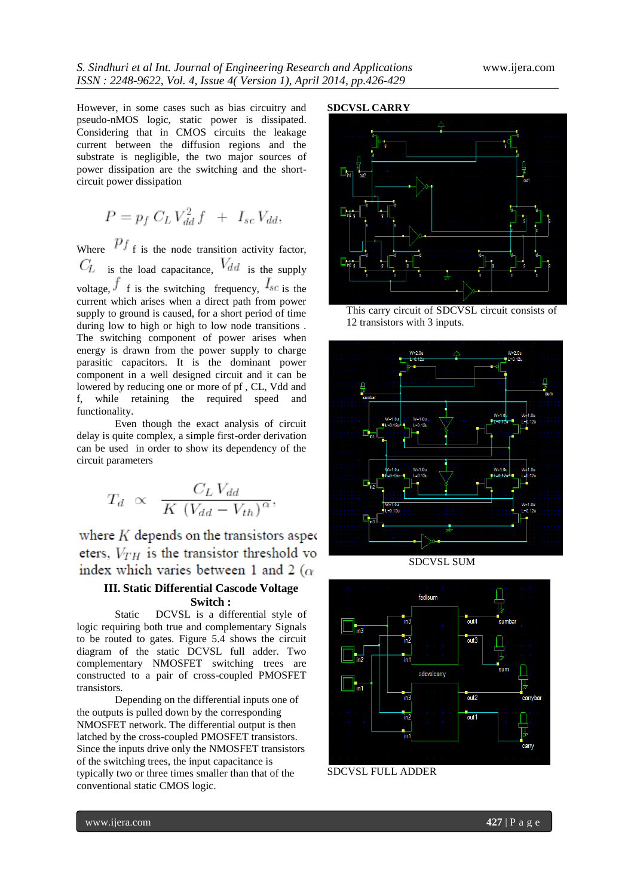However, in some cases such as bias circuitry and pseudo-nMOS logic, static power is dissipated. Considering that in CMOS circuits the leakage current between the diffusion regions and the substrate is negligible, the two major sources of power dissipation are the switching and the short-circuit power dissipation

$$P = p_f\, C_L\, V_{dd}^2\, f \;+\; I_{sc}\, V_{dd},$$

Where $p_f$ f is the node transition activity factor, $C_L$ is the load capacitance, $V_{dd}$ is the supply voltage, $f$ f is the switching frequency, $I_{sc}$ is the current which arises when a direct path from power supply to ground is caused, for a short period of time during low to high or high to low node transitions . The switching component of power arises when energy is drawn from the power supply to charge parasitic capacitors. It is the dominant power component in a well designed circuit and it can be lowered by reducing one or more of pf , CL, Vdd and f, while retaining the required speed and functionality.

Even though the exact analysis of circuit delay is quite complex, a simple first-order derivation can be used in order to show its dependency of the circuit parameters

$$T_d \;\propto\; \frac{C_L\, V_{dd}}{K\,(V_{dd} - V_{th})^{\alpha}},$$

where $K$ depends on the transistors aspec eters, $V_{TH}$ is the transistor threshold vo index which varies between 1 and 2 ($\alpha$

## III. Static Differential Cascode Voltage Switch :

Static DCVSL is a differential style of logic requiring both true and complementary Signals to be routed to gates. Figure 5.4 shows the circuit diagram of the static DCVSL full adder. Two complementary NMOSFET switching trees are constructed to a pair of cross-coupled PMOSFET transistors.

Depending on the differential inputs one of the outputs is pulled down by the corresponding NMOSFET network. The differential output is then latched by the cross-coupled PMOSFET transistors. Since the inputs drive only the NMOSFET transistors of the switching trees, the input capacitance is typically two or three times smaller than that of the conventional static CMOS logic.

**SDCVSL CARRY**

This carry circuit of SDCVSL circuit consists of 12 transistors with 3 inputs.

SDCVSL SUM

SDCVSL FULL ADDER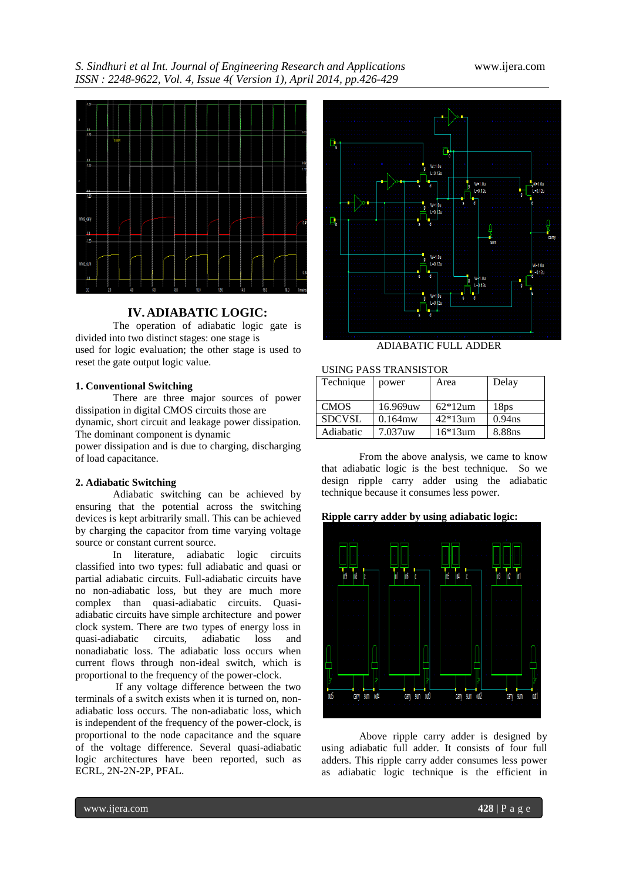## IV. ADIABATIC LOGIC:

The operation of adiabatic logic gate is divided into two distinct stages: one stage is used for logic evaluation; the other stage is used to reset the gate output logic value.

### 1. Conventional Switching

There are three major sources of power dissipation in digital CMOS circuits those are dynamic, short circuit and leakage power dissipation. The dominant component is dynamic power dissipation and is due to charging, discharging of load capacitance.

### 2. Adiabatic Switching

Adiabatic switching can be achieved by ensuring that the potential across the switching devices is kept arbitrarily small. This can be achieved by charging the capacitor from time varying voltage source or constant current source.

In literature, adiabatic logic circuits classified into two types: full adiabatic and quasi or partial adiabatic circuits. Full-adiabatic circuits have no non-adiabatic loss, but they are much more complex than quasi-adiabatic circuits. Quasi-adiabatic circuits have simple architecture and power clock system. There are two types of energy loss in quasi-adiabatic circuits, adiabatic loss and nonadiabatic loss. The adiabatic loss occurs when current flows through non-ideal switch, which is proportional to the frequency of the power-clock.

If any voltage difference between the two terminals of a switch exists when it is turned on, non-adiabatic loss occurs. The non-adiabatic loss, which is independent of the frequency of the power-clock, is proportional to the node capacitance and the square of the voltage difference. Several quasi-adiabatic logic architectures have been reported, such as ECRL, 2N-2N-2P, PFAL.

ADIABATIC FULL ADDER

USING PASS TRANSISTOR

| Technique | power | Area | Delay |
|---|---|---|---|
| CMOS | 16.969uw | 62*12um | 18ps |
| SDCVSL | 0.164mw | 42*13um | 0.94ns |
| Adiabatic | 7.037uw | 16*13um | 8.88ns |

From the above analysis, we came to know that adiabatic logic is the best technique. So we design ripple carry adder using the adiabatic technique because it consumes less power.

**Ripple carry adder by using adiabatic logic:**

Above ripple carry adder is designed by using adiabatic full adder. It consists of four full adders. This ripple carry adder consumes less power as adiabatic logic technique is the efficient in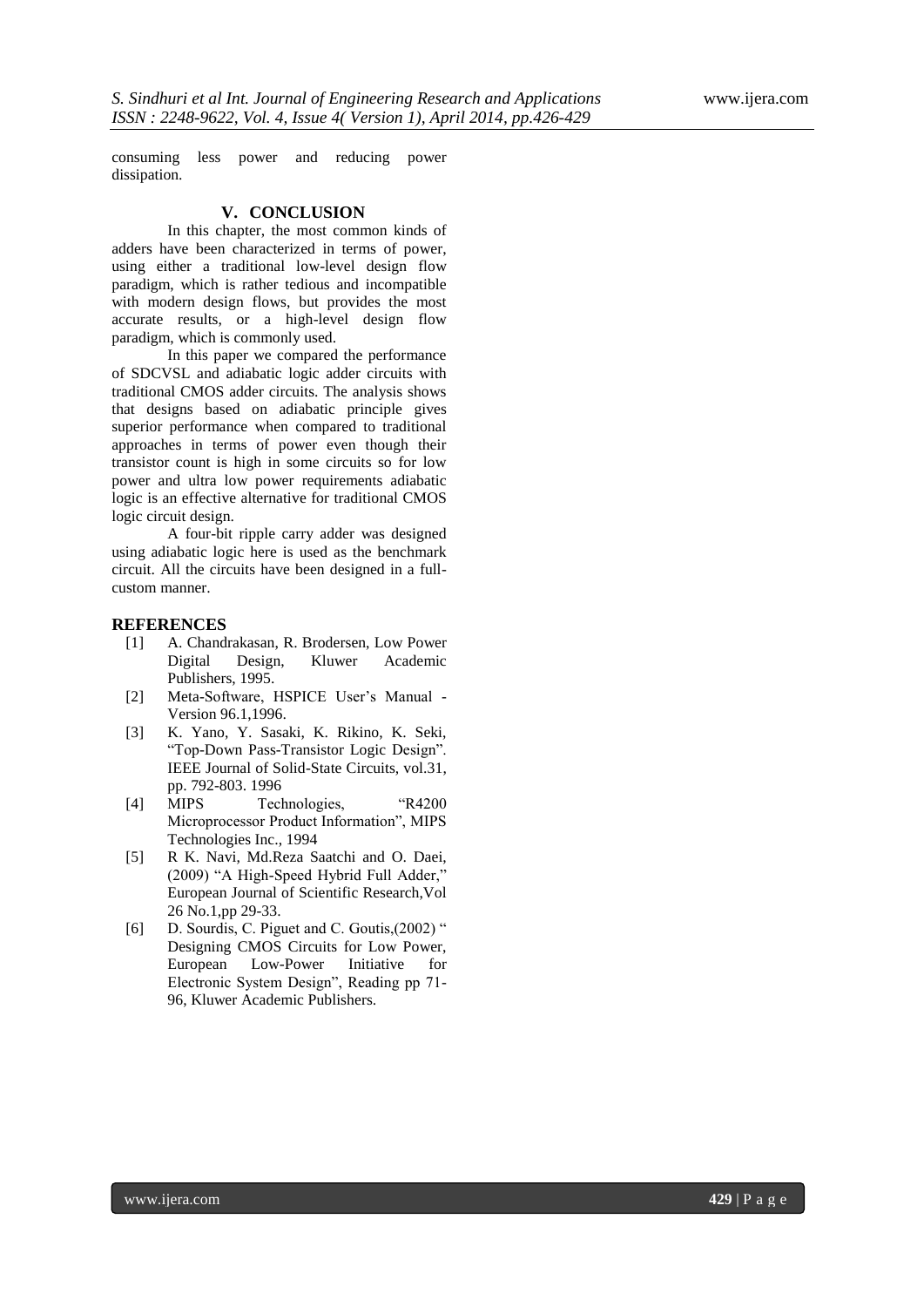consuming less power and reducing power dissipation.

## V. CONCLUSION

In this chapter, the most common kinds of adders have been characterized in terms of power, using either a traditional low-level design flow paradigm, which is rather tedious and incompatible with modern design flows, but provides the most accurate results, or a high-level design flow paradigm, which is commonly used.

In this paper we compared the performance of SDCVSL and adiabatic logic adder circuits with traditional CMOS adder circuits. The analysis shows that designs based on adiabatic principle gives superior performance when compared to traditional approaches in terms of power even though their transistor count is high in some circuits so for low power and ultra low power requirements adiabatic logic is an effective alternative for traditional CMOS logic circuit design.

A four-bit ripple carry adder was designed using adiabatic logic here is used as the benchmark circuit. All the circuits have been designed in a full-custom manner.

## REFERENCES

[1] A. Chandrakasan, R. Brodersen, Low Power Digital Design, Kluwer Academic Publishers, 1995.

[2] Meta-Software, HSPICE User's Manual - Version 96.1,1996.

[3] K. Yano, Y. Sasaki, K. Rikino, K. Seki, "Top-Down Pass-Transistor Logic Design". IEEE Journal of Solid-State Circuits, vol.31, pp. 792-803. 1996

[4] MIPS Technologies, "R4200 Microprocessor Product Information", MIPS Technologies Inc., 1994

[5] R K. Navi, Md.Reza Saatchi and O. Daei, (2009) "A High-Speed Hybrid Full Adder," European Journal of Scientific Research,Vol 26 No.1,pp 29-33.

[6] D. Sourdis, C. Piguet and C. Goutis,(2002) " Designing CMOS Circuits for Low Power, European Low-Power Initiative for Electronic System Design", Reading pp 71-96, Kluwer Academic Publishers.